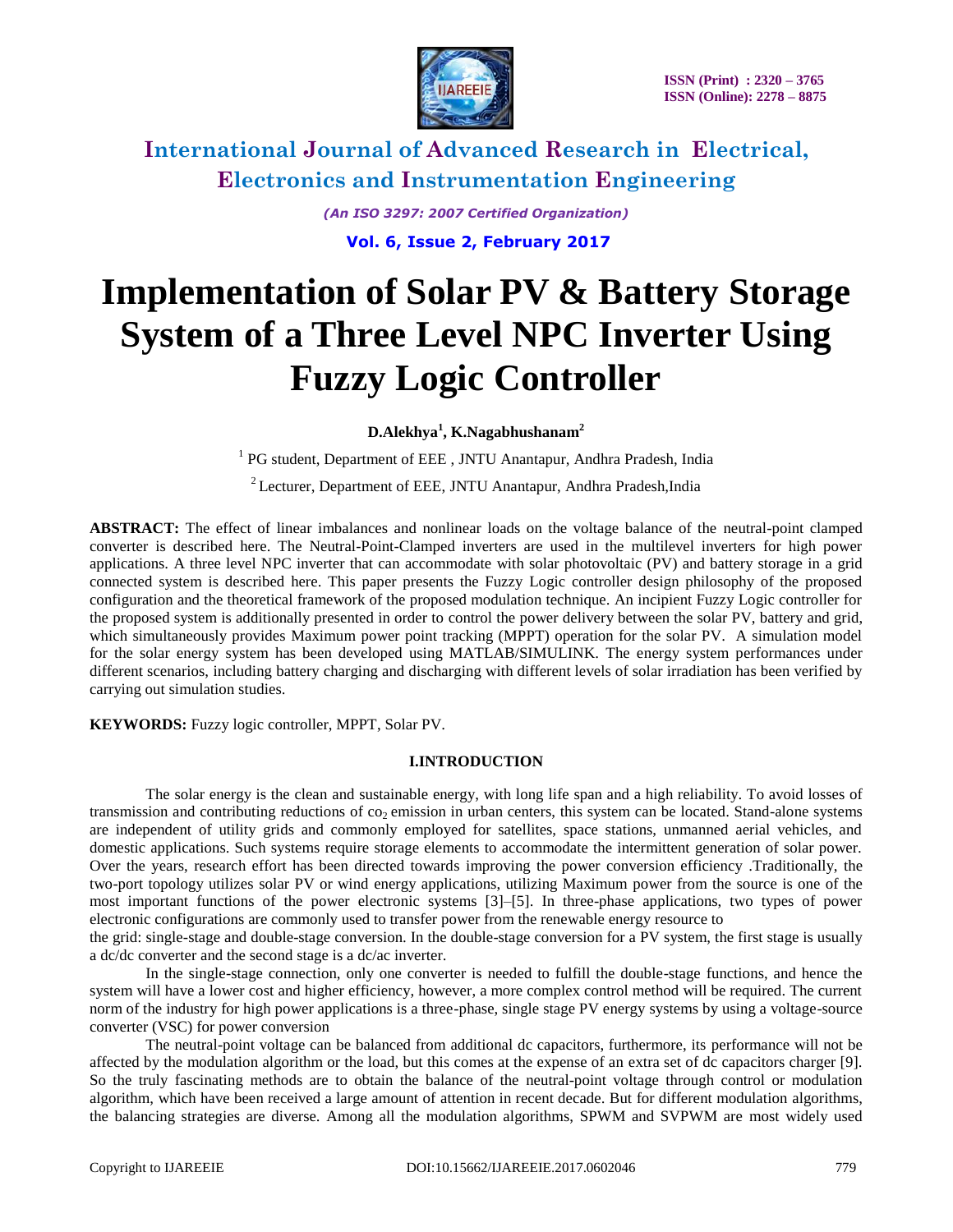# Implementation of Solar PV & Battery Storage System of a Three Level NPC Inverter Using Fuzzy Logic Controller

**D.Alekhya[1], K.Nagabhushanam[2]**

[1] PG student, Department of EEE , JNTU Anantapur, Andhra Pradesh, India

[2] Lecturer, Department of EEE, JNTU Anantapur, Andhra Pradesh,India

**ABSTRACT:** The effect of linear imbalances and nonlinear loads on the voltage balance of the neutral-point clamped converter is described here. The Neutral-Point-Clamped inverters are used in the multilevel inverters for high power applications. A three level NPC inverter that can accommodate with solar photovoltaic (PV) and battery storage in a grid connected system is described here. This paper presents the Fuzzy Logic controller design philosophy of the proposed configuration and the theoretical framework of the proposed modulation technique. An incipient Fuzzy Logic controller for the proposed system is additionally presented in order to control the power delivery between the solar PV, battery and grid, which simultaneously provides Maximum power point tracking (MPPT) operation for the solar PV. A simulation model for the solar energy system has been developed using MATLAB/SIMULINK. The energy system performances under different scenarios, including battery charging and discharging with different levels of solar irradiation has been verified by carrying out simulation studies.

**KEYWORDS:** Fuzzy logic controller, MPPT, Solar PV.

## I.INTRODUCTION

The solar energy is the clean and sustainable energy, with long life span and a high reliability. To avoid losses of transmission and contributing reductions of $co_2$ emission in urban centers, this system can be located. Stand-alone systems are independent of utility grids and commonly employed for satellites, space stations, unmanned aerial vehicles, and domestic applications. Such systems require storage elements to accommodate the intermittent generation of solar power. Over the years, research effort has been directed towards improving the power conversion efficiency .Traditionally, the two-port topology utilizes solar PV or wind energy applications, utilizing Maximum power from the source is one of the most important functions of the power electronic systems [3]–[5]. In three-phase applications, two types of power electronic configurations are commonly used to transfer power from the renewable energy resource to the grid: single-stage and double-stage conversion. In the double-stage conversion for a PV system, the first stage is usually a dc/dc converter and the second stage is a dc/ac inverter.

In the single-stage connection, only one converter is needed to fulfill the double-stage functions, and hence the system will have a lower cost and higher efficiency, however, a more complex control method will be required. The current norm of the industry for high power applications is a three-phase, single stage PV energy systems by using a voltage-source converter (VSC) for power conversion

The neutral-point voltage can be balanced from additional dc capacitors, furthermore, its performance will not be affected by the modulation algorithm or the load, but this comes at the expense of an extra set of dc capacitors charger [9]. So the truly fascinating methods are to obtain the balance of the neutral-point voltage through control or modulation algorithm, which have been received a large amount of attention in recent decade. But for different modulation algorithms, the balancing strategies are diverse. Among all the modulation algorithms, SPWM and SVPWM are most widely used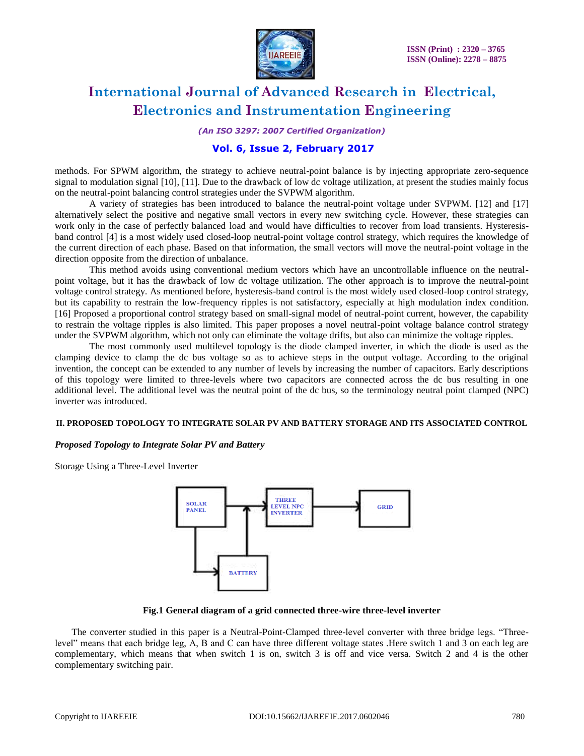methods. For SPWM algorithm, the strategy to achieve neutral-point balance is by injecting appropriate zero-sequence signal to modulation signal [10], [11]. Due to the drawback of low dc voltage utilization, at present the studies mainly focus on the neutral-point balancing control strategies under the SVPWM algorithm.

A variety of strategies has been introduced to balance the neutral-point voltage under SVPWM. [12] and [17] alternatively select the positive and negative small vectors in every new switching cycle. However, these strategies can work only in the case of perfectly balanced load and would have difficulties to recover from load transients. Hysteresis-band control [4] is a most widely used closed-loop neutral-point voltage control strategy, which requires the knowledge of the current direction of each phase. Based on that information, the small vectors will move the neutral-point voltage in the direction opposite from the direction of unbalance.

This method avoids using conventional medium vectors which have an uncontrollable influence on the neutral-point voltage, but it has the drawback of low dc voltage utilization. The other approach is to improve the neutral-point voltage control strategy. As mentioned before, hysteresis-band control is the most widely used closed-loop control strategy, but its capability to restrain the low-frequency ripples is not satisfactory, especially at high modulation index condition. [16] Proposed a proportional control strategy based on small-signal model of neutral-point current, however, the capability to restrain the voltage ripples is also limited. This paper proposes a novel neutral-point voltage balance control strategy under the SVPWM algorithm, which not only can eliminate the voltage drifts, but also can minimize the voltage ripples.

The most commonly used multilevel topology is the diode clamped inverter, in which the diode is used as the clamping device to clamp the dc bus voltage so as to achieve steps in the output voltage. According to the original invention, the concept can be extended to any number of levels by increasing the number of capacitors. Early descriptions of this topology were limited to three-levels where two capacitors are connected across the dc bus resulting in one additional level. The additional level was the neutral point of the dc bus, so the terminology neutral point clamped (NPC) inverter was introduced.

## II. PROPOSED TOPOLOGY TO INTEGRATE SOLAR PV AND BATTERY STORAGE AND ITS ASSOCIATED CONTROL

### *Proposed Topology to Integrate Solar PV and Battery*

Storage Using a Three-Level Inverter

SOLAR PANEL

THREE LEVEL NPC INVERTER

GRID

BATTERY

**Fig.1 General diagram of a grid connected three-wire three-level inverter**

The converter studied in this paper is a Neutral-Point-Clamped three-level converter with three bridge legs. "Three-level" means that each bridge leg, A, B and C can have three different voltage states .Here switch 1 and 3 on each leg are complementary, which means that when switch 1 is on, switch 3 is off and vice versa. Switch 2 and 4 is the other complementary switching pair.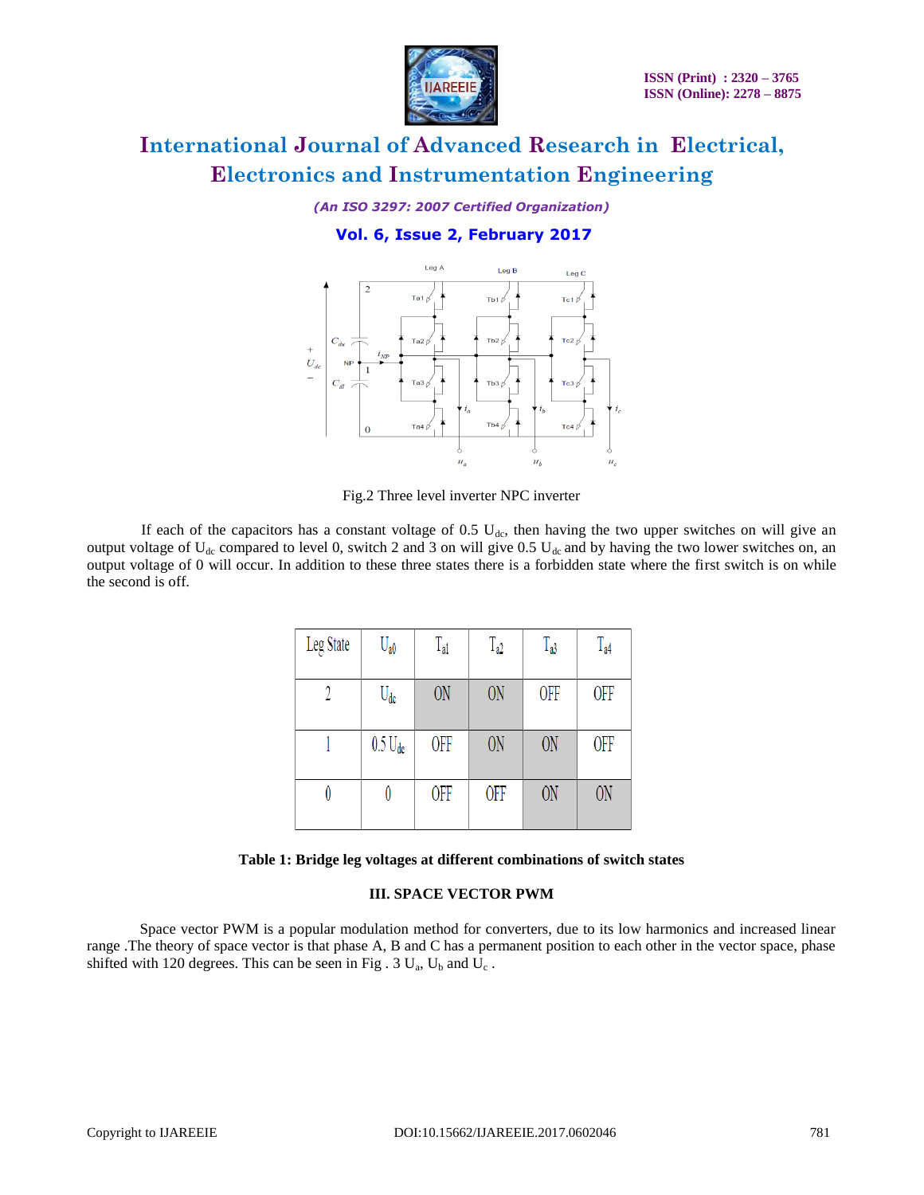Fig.2 Three level inverter NPC inverter

If each of the capacitors has a constant voltage of 0.5 $U_{dc}$, then having the two upper switches on will give an output voltage of $U_{dc}$ compared to level 0, switch 2 and 3 on will give 0.5 $U_{dc}$ and by having the two lower switches on, an output voltage of 0 will occur. In addition to these three states there is a forbidden state where the first switch is on while the second is off.

| Leg State | $U_{a0}$ | $T_{a1}$ | $T_{a2}$ | $T_{a3}$ | $T_{a4}$ |
|---|---|---|---|---|---|
| 2 | $U_{dc}$ | ON | ON | OFF | OFF |
| 1 | 0.5 $U_{dc}$ | OFF | ON | ON | OFF |
| 0 | 0 | OFF | OFF | ON | ON |

**Table 1: Bridge leg voltages at different combinations of switch states**

## III. SPACE VECTOR PWM

Space vector PWM is a popular modulation method for converters, due to its low harmonics and increased linear range .The theory of space vector is that phase A, B and C has a permanent position to each other in the vector space, phase shifted with 120 degrees. This can be seen in Fig . 3 $U_a$, $U_b$ and $U_c$ .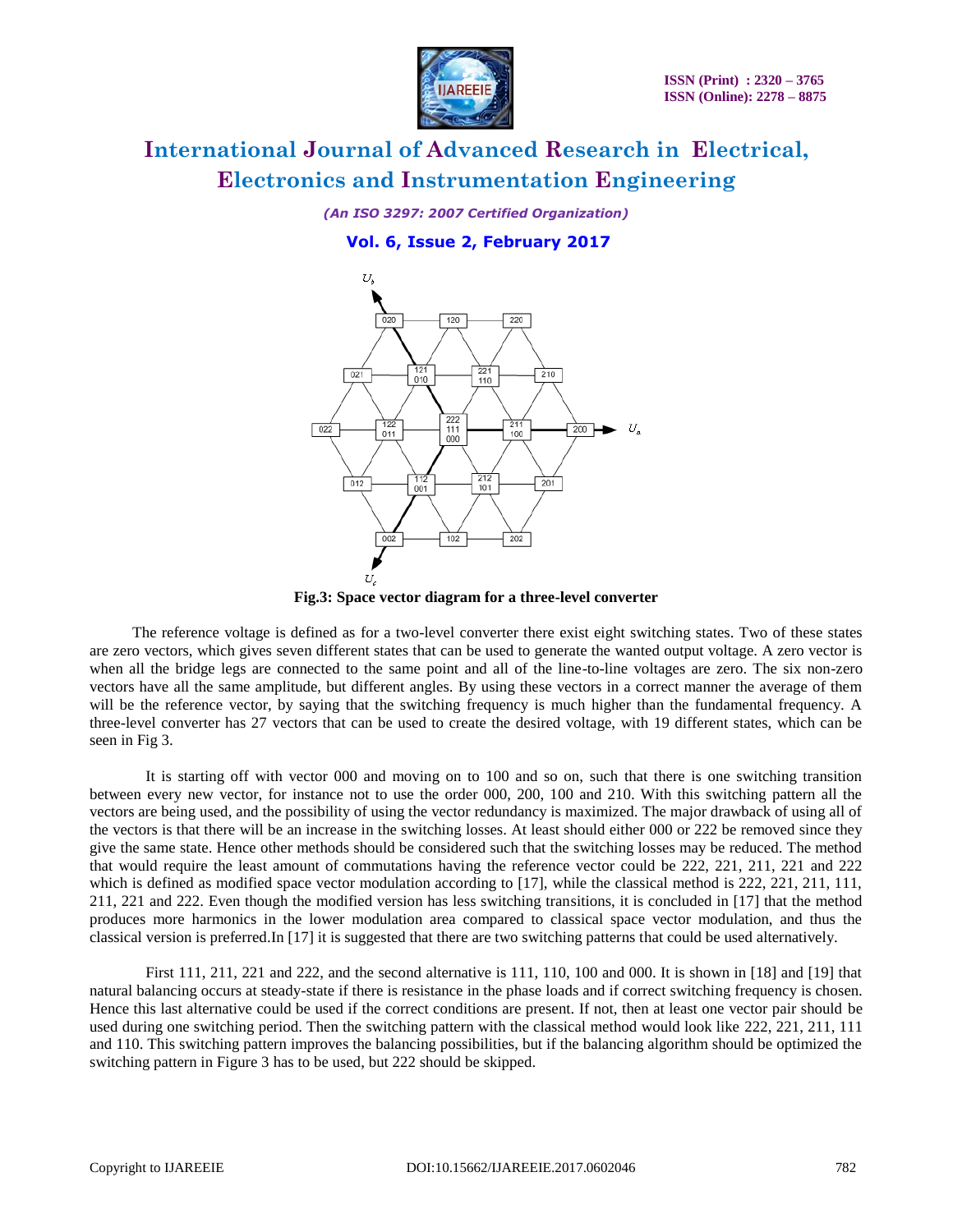Fig.3: Space vector diagram for a three-level converter

The reference voltage is defined as for a two-level converter there exist eight switching states. Two of these states are zero vectors, which gives seven different states that can be used to generate the wanted output voltage. A zero vector is when all the bridge legs are connected to the same point and all of the line-to-line voltages are zero. The six non-zero vectors have all the same amplitude, but different angles. By using these vectors in a correct manner the average of them will be the reference vector, by saying that the switching frequency is much higher than the fundamental frequency. A three-level converter has 27 vectors that can be used to create the desired voltage, with 19 different states, which can be seen in Fig 3.

It is starting off with vector 000 and moving on to 100 and so on, such that there is one switching transition between every new vector, for instance not to use the order 000, 200, 100 and 210. With this switching pattern all the vectors are being used, and the possibility of using the vector redundancy is maximized. The major drawback of using all of the vectors is that there will be an increase in the switching losses. At least should either 000 or 222 be removed since they give the same state. Hence other methods should be considered such that the switching losses may be reduced. The method that would require the least amount of commutations having the reference vector could be 222, 221, 211, 221 and 222 which is defined as modified space vector modulation according to [17], while the classical method is 222, 221, 211, 111, 211, 221 and 222. Even though the modified version has less switching transitions, it is concluded in [17] that the method produces more harmonics in the lower modulation area compared to classical space vector modulation, and thus the classical version is preferred.In [17] it is suggested that there are two switching patterns that could be used alternatively.

First 111, 211, 221 and 222, and the second alternative is 111, 110, 100 and 000. It is shown in [18] and [19] that natural balancing occurs at steady-state if there is resistance in the phase loads and if correct switching frequency is chosen. Hence this last alternative could be used if the correct conditions are present. If not, then at least one vector pair should be used during one switching period. Then the switching pattern with the classical method would look like 222, 221, 211, 111 and 110. This switching pattern improves the balancing possibilities, but if the balancing algorithm should be optimized the switching pattern in Figure 3 has to be used, but 222 should be skipped.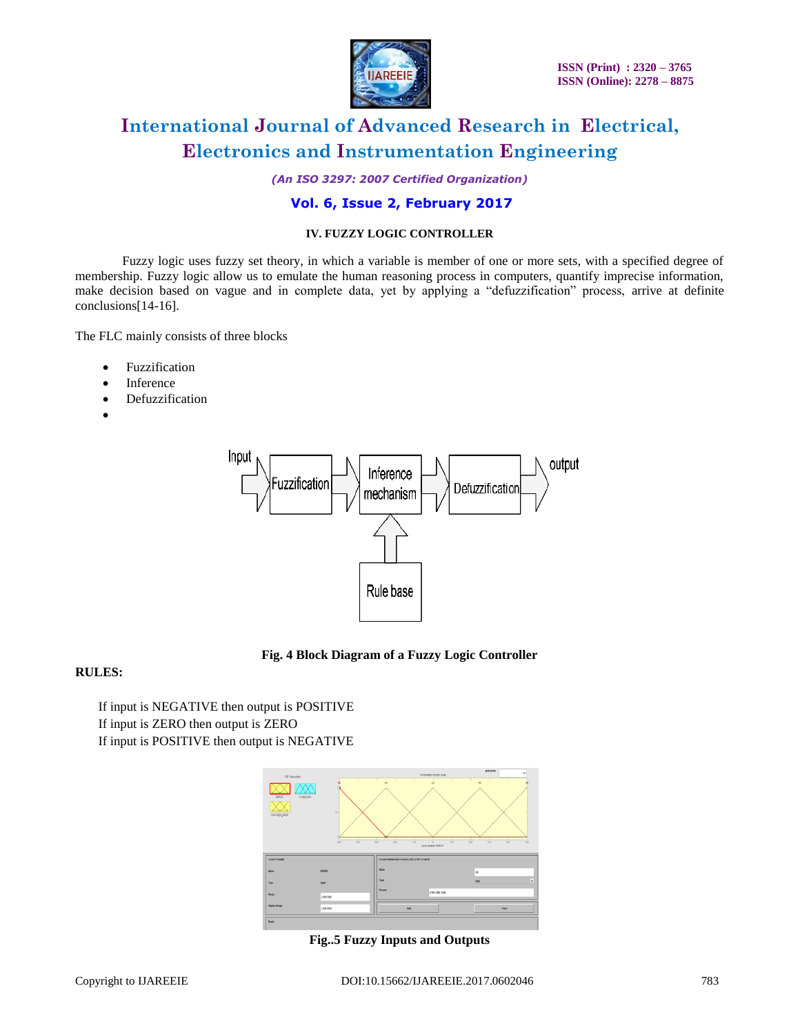### IV. FUZZY LOGIC CONTROLLER

Fuzzy logic uses fuzzy set theory, in which a variable is member of one or more sets, with a specified degree of membership. Fuzzy logic allow us to emulate the human reasoning process in computers, quantify imprecise information, make decision based on vague and in complete data, yet by applying a "defuzzification" process, arrive at definite conclusions[14-16].

The FLC mainly consists of three blocks

- Fuzzification
- Inference
- Defuzzification

Fig. 4 Block Diagram of a Fuzzy Logic Controller

**RULES:**

If input is NEGATIVE then output is POSITIVE
If input is ZERO then output is ZERO
If input is POSITIVE then output is NEGATIVE

Fig..5 Fuzzy Inputs and Outputs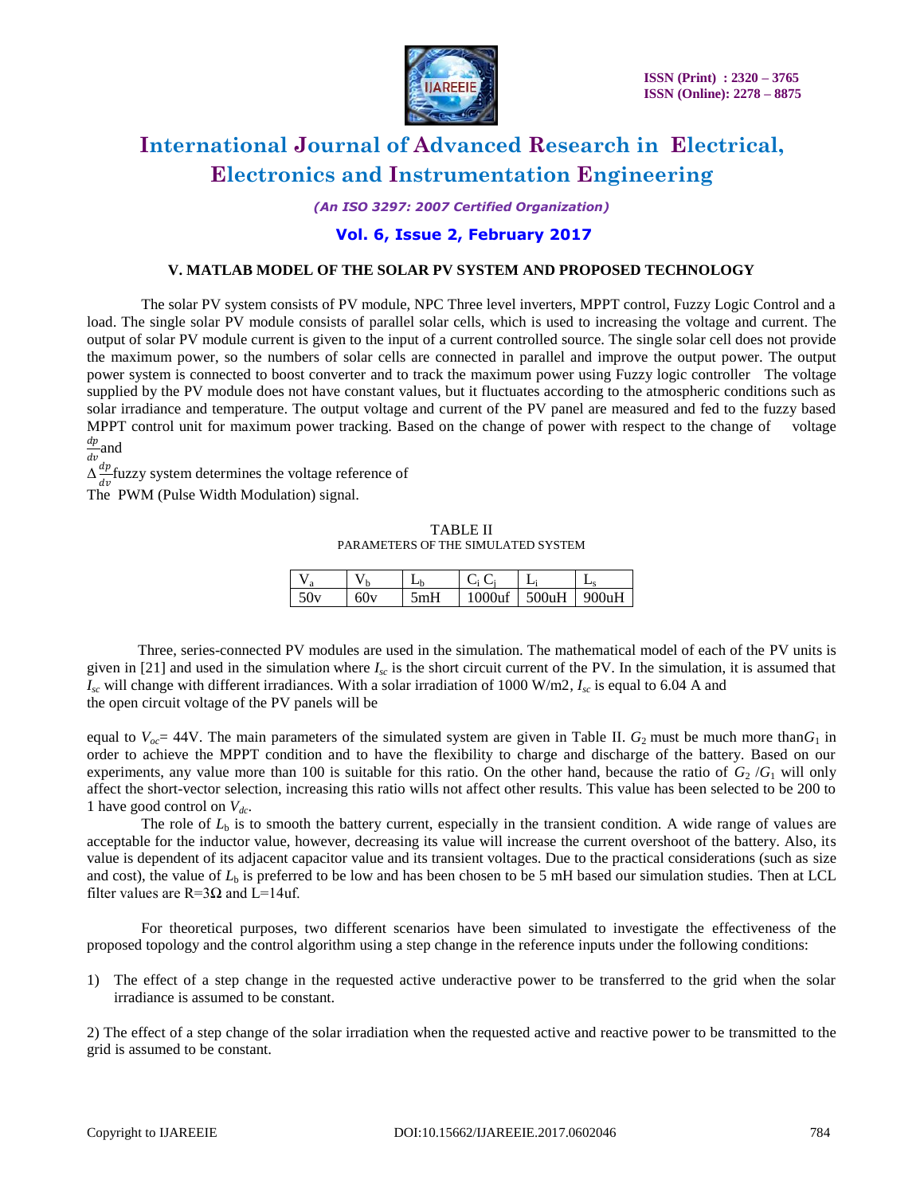### V. MATLAB MODEL OF THE SOLAR PV SYSTEM AND PROPOSED TECHNOLOGY

The solar PV system consists of PV module, NPC Three level inverters, MPPT control, Fuzzy Logic Control and a load. The single solar PV module consists of parallel solar cells, which is used to increasing the voltage and current. The output of solar PV module current is given to the input of a current controlled source. The single solar cell does not provide the maximum power, so the numbers of solar cells are connected in parallel and improve the output power. The output power system is connected to boost converter and to track the maximum power using Fuzzy logic controller The voltage supplied by the PV module does not have constant values, but it fluctuates according to the atmospheric conditions such as solar irradiance and temperature. The output voltage and current of the PV panel are measured and fed to the fuzzy based MPPT control unit for maximum power tracking. Based on the change of power with respect to the change of voltage $\frac{dp}{dv}$and

$\Delta\frac{dp}{dv}$fuzzy system determines the voltage reference of

The PWM (Pulse Width Modulation) signal.

TABLE II
PARAMETERS OF THE SIMULATED SYSTEM

| $V_a$ | $V_b$ | $L_b$ | $C_i$ $C_j$ | $L_i$ | $L_s$ |
|---|---|---|---|---|---|
| 50v | 60v | 5mH | 1000uf | 500uH | 900uH |

Three, series-connected PV modules are used in the simulation. The mathematical model of each of the PV units is given in [21] and used in the simulation where $I_{sc}$ is the short circuit current of the PV. In the simulation, it is assumed that $I_{sc}$ will change with different irradiances. With a solar irradiation of 1000 W/m2, $I_{sc}$ is equal to 6.04 A and the open circuit voltage of the PV panels will be

equal to $V_{oc}$= 44V. The main parameters of the simulated system are given in Table II. $G_2$ must be much more than$G_1$ in order to achieve the MPPT condition and to have the flexibility to charge and discharge of the battery. Based on our experiments, any value more than 100 is suitable for this ratio. On the other hand, because the ratio of $G_2$ /$G_1$ will only affect the short-vector selection, increasing this ratio wills not affect other results. This value has been selected to be 200 to 1 have good control on $V_{dc}$.

The role of $L_b$ is to smooth the battery current, especially in the transient condition. A wide range of values are acceptable for the inductor value, however, decreasing its value will increase the current overshoot of the battery. Also, its value is dependent of its adjacent capacitor value and its transient voltages. Due to the practical considerations (such as size and cost), the value of $L_b$ is preferred to be low and has been chosen to be 5 mH based our simulation studies. Then at LCL filter values are R=3Ω and L=14uf.

For theoretical purposes, two different scenarios have been simulated to investigate the effectiveness of the proposed topology and the control algorithm using a step change in the reference inputs under the following conditions:

1) The effect of a step change in the requested active underactive power to be transferred to the grid when the solar irradiance is assumed to be constant.

2) The effect of a step change of the solar irradiation when the requested active and reactive power to be transmitted to the grid is assumed to be constant.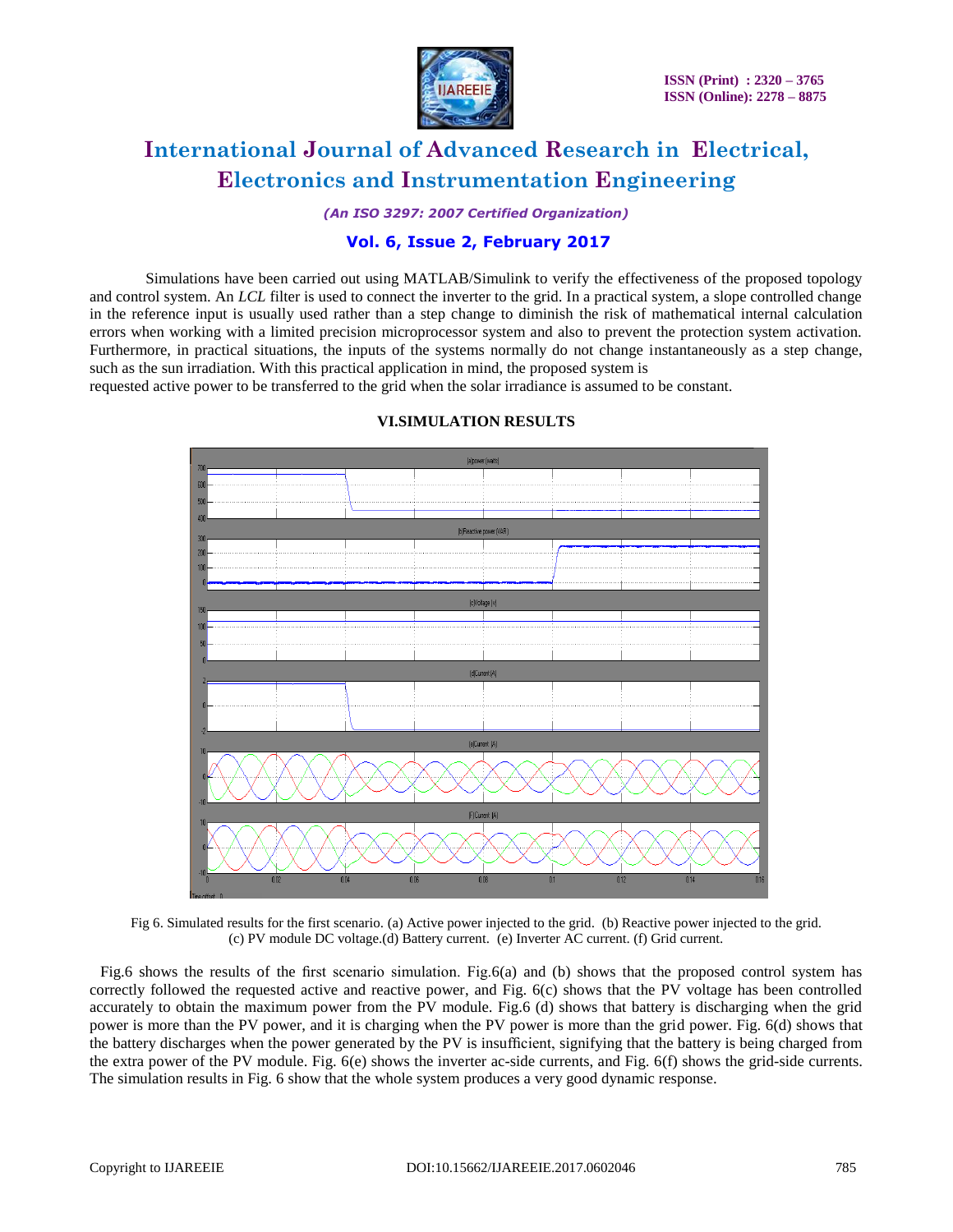Simulations have been carried out using MATLAB/Simulink to verify the effectiveness of the proposed topology and control system. An *LCL* filter is used to connect the inverter to the grid. In a practical system, a slope controlled change in the reference input is usually used rather than a step change to diminish the risk of mathematical internal calculation errors when working with a limited precision microprocessor system and also to prevent the protection system activation. Furthermore, in practical situations, the inputs of the systems normally do not change instantaneously as a step change, such as the sun irradiation. With this practical application in mind, the proposed system is
requested active power to be transferred to the grid when the solar irradiance is assumed to be constant.

## VI.SIMULATION RESULTS

Fig 6. Simulated results for the first scenario. (a) Active power injected to the grid. (b) Reactive power injected to the grid. (c) PV module DC voltage.(d) Battery current. (e) Inverter AC current. (f) Grid current.

Fig.6 shows the results of the first scenario simulation. Fig.6(a) and (b) shows that the proposed control system has correctly followed the requested active and reactive power, and Fig. 6(c) shows that the PV voltage has been controlled accurately to obtain the maximum power from the PV module. Fig.6 (d) shows that battery is discharging when the grid power is more than the PV power, and it is charging when the PV power is more than the grid power. Fig. 6(d) shows that the battery discharges when the power generated by the PV is insufficient, signifying that the battery is being charged from the extra power of the PV module. Fig. 6(e) shows the inverter ac-side currents, and Fig. 6(f) shows the grid-side currents. The simulation results in Fig. 6 show that the whole system produces a very good dynamic response.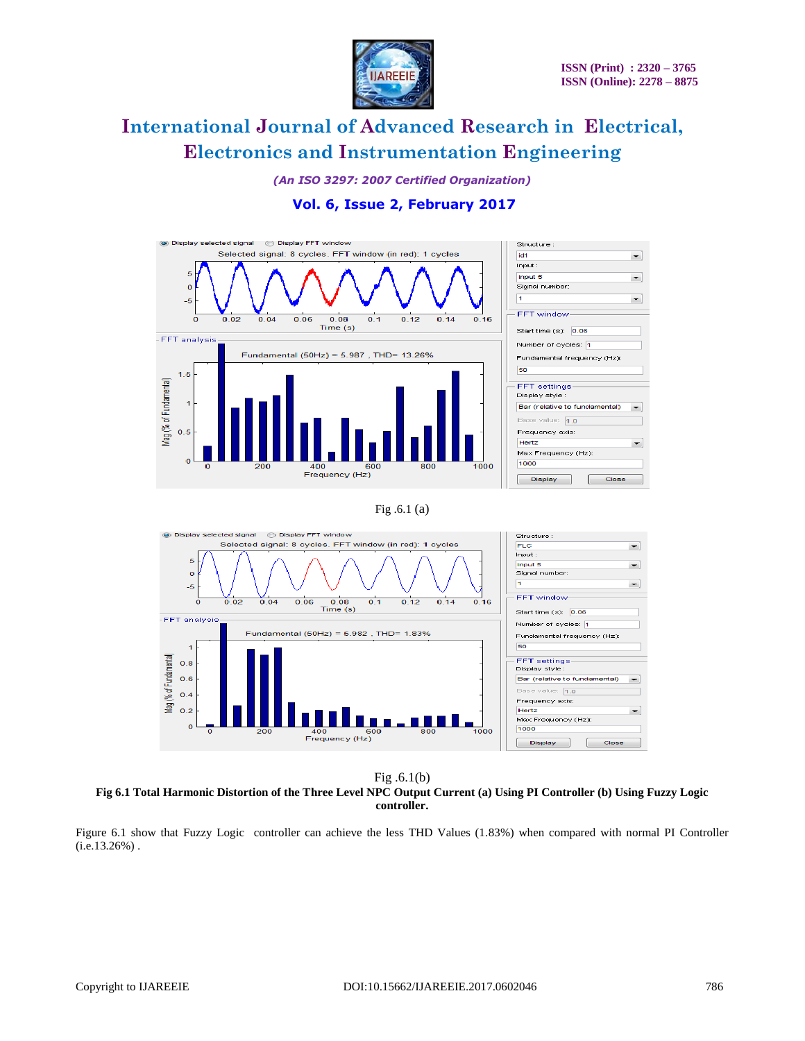Fig .6.1 (a)

Fig .6.1(b)

**Fig 6.1 Total Harmonic Distortion of the Three Level NPC Output Current (a) Using PI Controller (b) Using Fuzzy Logic controller.**

Figure 6.1 show that Fuzzy Logic controller can achieve the less THD Values (1.83%) when compared with normal PI Controller (i.e.13.26%) .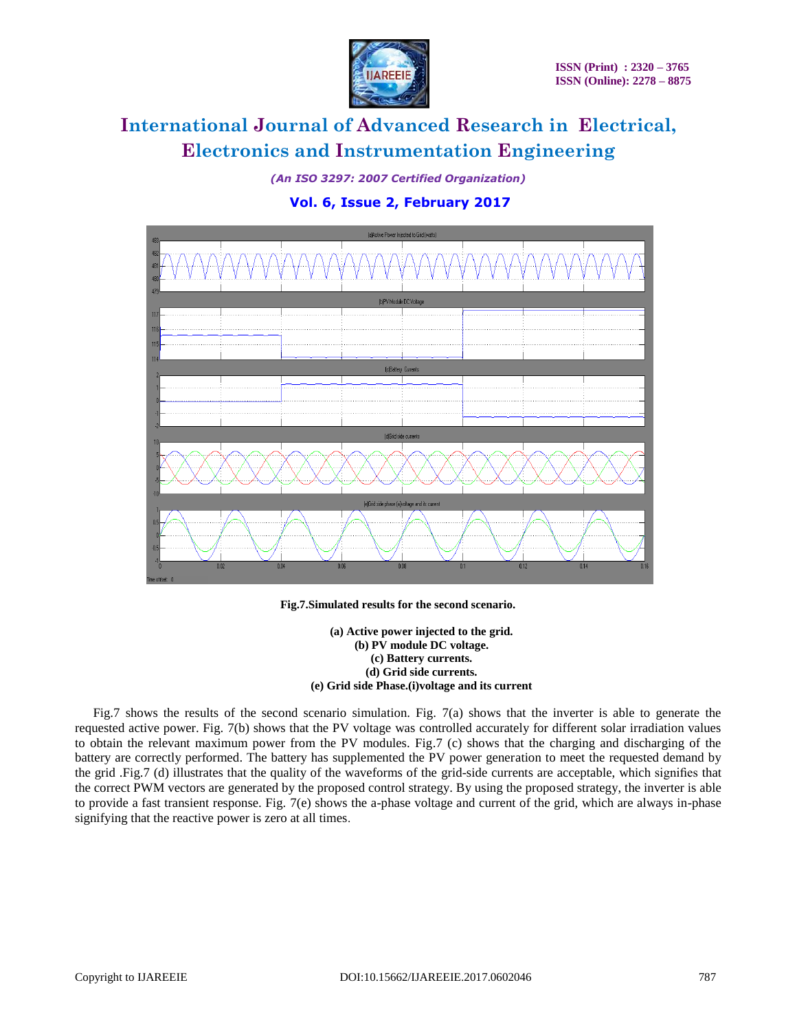**Fig.7.Simulated results for the second scenario.**

**(a) Active power injected to the grid.**
**(b) PV module DC voltage.**
**(c) Battery currents.**
**(d) Grid side currents.**
**(e) Grid side Phase.(i)voltage and its current**

Fig.7 shows the results of the second scenario simulation. Fig. 7(a) shows that the inverter is able to generate the requested active power. Fig. 7(b) shows that the PV voltage was controlled accurately for different solar irradiation values to obtain the relevant maximum power from the PV modules. Fig.7 (c) shows that the charging and discharging of the battery are correctly performed. The battery has supplemented the PV power generation to meet the requested demand by the grid .Fig.7 (d) illustrates that the quality of the waveforms of the grid-side currents are acceptable, which signifies that the correct PWM vectors are generated by the proposed control strategy. By using the proposed strategy, the inverter is able to provide a fast transient response. Fig. 7(e) shows the a-phase voltage and current of the grid, which are always in-phase signifying that the reactive power is zero at all times.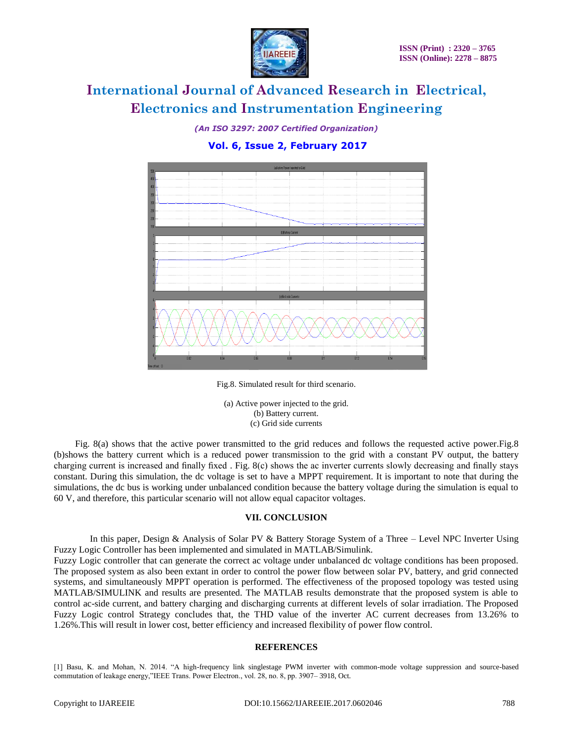Fig.8. Simulated result for third scenario.

(a) Active power injected to the grid.
(b) Battery current.
(c) Grid side currents

Fig. 8(a) shows that the active power transmitted to the grid reduces and follows the requested active power.Fig.8 (b)shows the battery current which is a reduced power transmission to the grid with a constant PV output, the battery charging current is increased and finally fixed . Fig. 8(c) shows the ac inverter currents slowly decreasing and finally stays constant. During this simulation, the dc voltage is set to have a MPPT requirement. It is important to note that during the simulations, the dc bus is working under unbalanced condition because the battery voltage during the simulation is equal to 60 V, and therefore, this particular scenario will not allow equal capacitor voltages.

## VII. CONCLUSION

In this paper, Design & Analysis of Solar PV & Battery Storage System of a Three – Level NPC Inverter Using Fuzzy Logic Controller has been implemented and simulated in MATLAB/Simulink.
Fuzzy Logic controller that can generate the correct ac voltage under unbalanced dc voltage conditions has been proposed. The proposed system as also been extant in order to control the power flow between solar PV, battery, and grid connected systems, and simultaneously MPPT operation is performed. The effectiveness of the proposed topology was tested using MATLAB/SIMULINK and results are presented. The MATLAB results demonstrate that the proposed system is able to control ac-side current, and battery charging and discharging currents at different levels of solar irradiation. The Proposed Fuzzy Logic control Strategy concludes that, the THD value of the inverter AC current decreases from 13.26% to 1.26%.This will result in lower cost, better efficiency and increased flexibility of power flow control.

## REFERENCES

[1] Basu, K. and Mohan, N. 2014. "A high-frequency link singlestage PWM inverter with common-mode voltage suppression and source-based commutation of leakage energy,"IEEE Trans. Power Electron., vol. 28, no. 8, pp. 3907– 3918, Oct.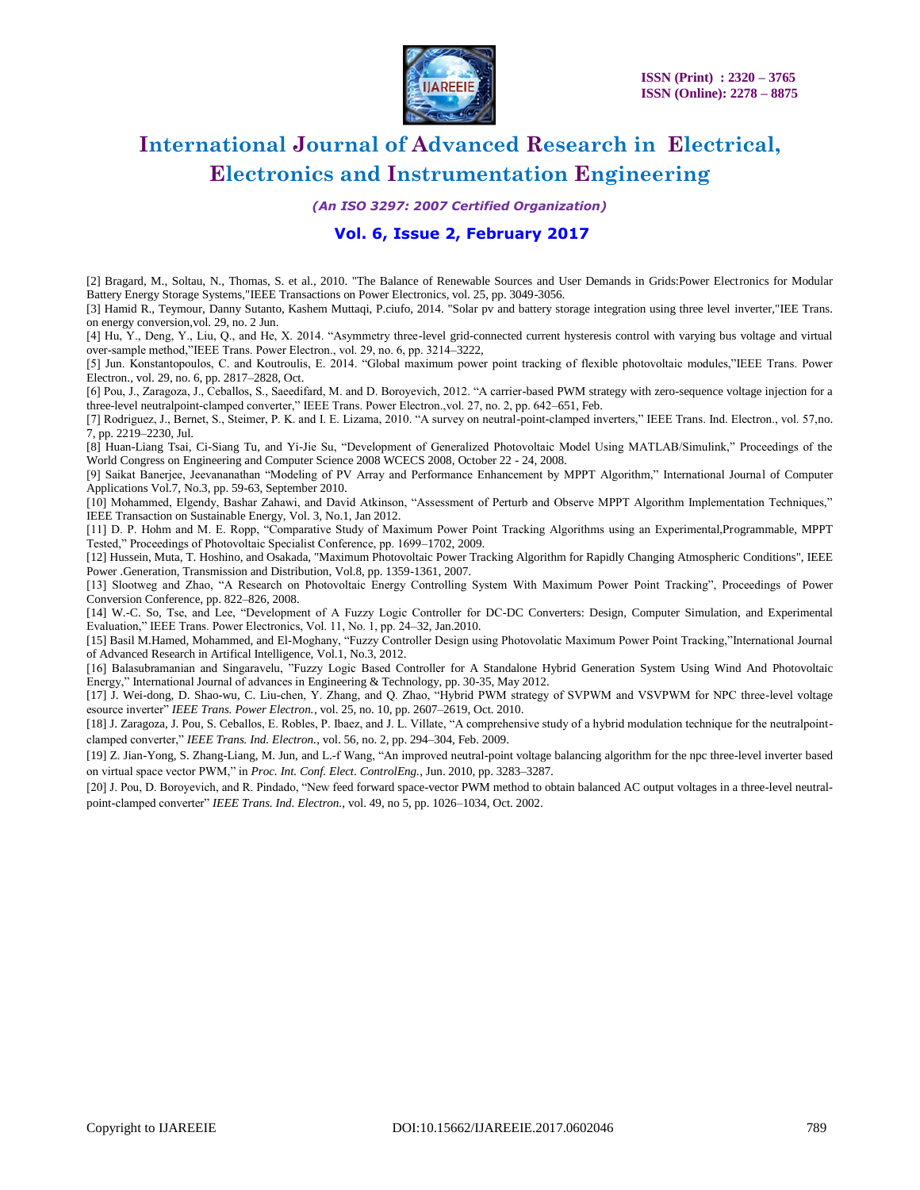[2] Bragard, M., Soltau, N., Thomas, S. et al., 2010. "The Balance of Renewable Sources and User Demands in Grids:Power Electronics for Modular Battery Energy Storage Systems,"IEEE Transactions on Power Electronics, vol. 25, pp. 3049-3056.

[3] Hamid R., Teymour, Danny Sutanto, Kashem Muttaqi, P.ciufo, 2014. "Solar pv and battery storage integration using three level inverter,"IEE Trans. on energy conversion,vol. 29, no. 2 Jun.

[4] Hu, Y., Deng, Y., Liu, Q., and He, X. 2014. "Asymmetry three-level grid-connected current hysteresis control with varying bus voltage and virtual over-sample method,"IEEE Trans. Power Electron., vol. 29, no. 6, pp. 3214–3222,

[5] Jun. Konstantopoulos, C. and Koutroulis, E. 2014. "Global maximum power point tracking of flexible photovoltaic modules,"IEEE Trans. Power Electron., vol. 29, no. 6, pp. 2817–2828, Oct.

[6] Pou, J., Zaragoza, J., Ceballos, S., Saeedifard, M. and D. Boroyevich, 2012. "A carrier-based PWM strategy with zero-sequence voltage injection for a three-level neutralpoint-clamped converter," IEEE Trans. Power Electron.,vol. 27, no. 2, pp. 642–651, Feb.

[7] Rodriguez, J., Bernet, S., Steimer, P. K. and I. E. Lizama, 2010. "A survey on neutral-point-clamped inverters," IEEE Trans. Ind. Electron., vol. 57,no. 7, pp. 2219–2230, Jul.

[8] Huan-Liang Tsai, Ci-Siang Tu, and Yi-Jie Su, "Development of Generalized Photovoltaic Model Using MATLAB/Simulink," Proceedings of the World Congress on Engineering and Computer Science 2008 WCECS 2008, October 22 - 24, 2008.

[9] Saikat Banerjee, Jeevananathan "Modeling of PV Array and Performance Enhancement by MPPT Algorithm," International Journal of Computer Applications Vol.7, No.3, pp. 59-63, September 2010.

[10] Mohammed, Elgendy, Bashar Zahawi, and David Atkinson, "Assessment of Perturb and Observe MPPT Algorithm Implementation Techniques," IEEE Transaction on Sustainable Energy, Vol. 3, No.1, Jan 2012.

[11] D. P. Hohm and M. E. Ropp, "Comparative Study of Maximum Power Point Tracking Algorithms using an Experimental,Programmable, MPPT Tested," Proceedings of Photovoltaic Specialist Conference, pp. 1699–1702, 2009.

[12] Hussein, Muta, T. Hoshino, and Osakada, "Maximum Photovoltaic Power Tracking Algorithm for Rapidly Changing Atmospheric Conditions", IEEE Power .Generation, Transmission and Distribution, Vol.8, pp. 1359-1361, 2007.

[13] Slootweg and Zhao, "A Research on Photovoltaic Energy Controlling System With Maximum Power Point Tracking", Proceedings of Power Conversion Conference, pp. 822–826, 2008.

[14] W.-C. So, Tse, and Lee, "Development of A Fuzzy Logic Controller for DC-DC Converters: Design, Computer Simulation, and Experimental Evaluation," IEEE Trans. Power Electronics, Vol. 11, No. 1, pp. 24–32, Jan.2010.

[15] Basil M.Hamed, Mohammed, and El-Moghany, "Fuzzy Controller Design using Photovolatic Maximum Power Point Tracking,"International Journal of Advanced Research in Artifical Intelligence, Vol.1, No.3, 2012.

[16] Balasubramanian and Singaravelu, "Fuzzy Logic Based Controller for A Standalone Hybrid Generation System Using Wind And Photovoltaic Energy," International Journal of advances in Engineering & Technology, pp. 30-35, May 2012.

[17] J. Wei-dong, D. Shao-wu, C. Liu-chen, Y. Zhang, and Q. Zhao, "Hybrid PWM strategy of SVPWM and VSVPWM for NPC three-level voltage esource inverter" *IEEE Trans. Power Electron.*, vol. 25, no. 10, pp. 2607–2619, Oct. 2010.

[18] J. Zaragoza, J. Pou, S. Ceballos, E. Robles, P. Ibaez, and J. L. Villate, "A comprehensive study of a hybrid modulation technique for the neutralpoint-clamped converter," *IEEE Trans. Ind. Electron.*, vol. 56, no. 2, pp. 294–304, Feb. 2009.

[19] Z. Jian-Yong, S. Zhang-Liang, M. Jun, and L.-f Wang, "An improved neutral-point voltage balancing algorithm for the npc three-level inverter based on virtual space vector PWM," in *Proc. Int. Conf. Elect. ControlEng.*, Jun. 2010, pp. 3283–3287.

[20] J. Pou, D. Boroyevich, and R. Pindado, "New feed forward space-vector PWM method to obtain balanced AC output voltages in a three-level neutral-point-clamped converter" *IEEE Trans. Ind. Electron.*, vol. 49, no 5, pp. 1026–1034, Oct. 2002.